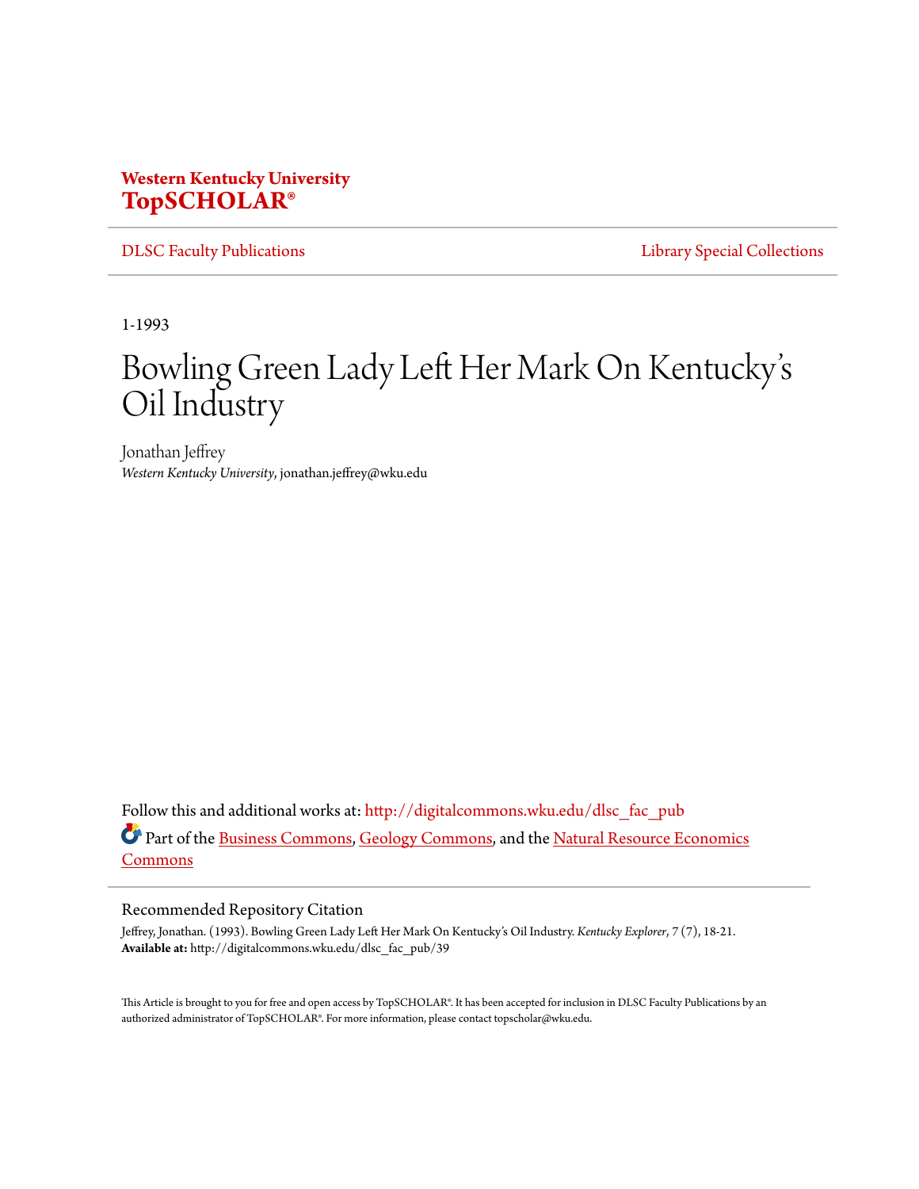**Western Kentucky University**
**TopSCHOLAR®**

DLSC Faculty Publications | Library Special Collections

1-1993

# Bowling Green Lady Left Her Mark On Kentucky's Oil Industry

Jonathan Jeffrey
*Western Kentucky University*, jonathan.jeffrey@wku.edu

Follow this and additional works at: http://digitalcommons.wku.edu/dlsc_fac_pub

Part of the Business Commons, Geology Commons, and the Natural Resource Economics Commons

## Recommended Repository Citation

Jeffrey, Jonathan. (1993). Bowling Green Lady Left Her Mark On Kentucky's Oil Industry. *Kentucky Explorer*, 7 (7), 18-21.
**Available at:** http://digitalcommons.wku.edu/dlsc_fac_pub/39

This Article is brought to you for free and open access by TopSCHOLAR®. It has been accepted for inclusion in DLSC Faculty Publications by an authorized administrator of TopSCHOLAR®. For more information, please contact topscholar@wku.edu.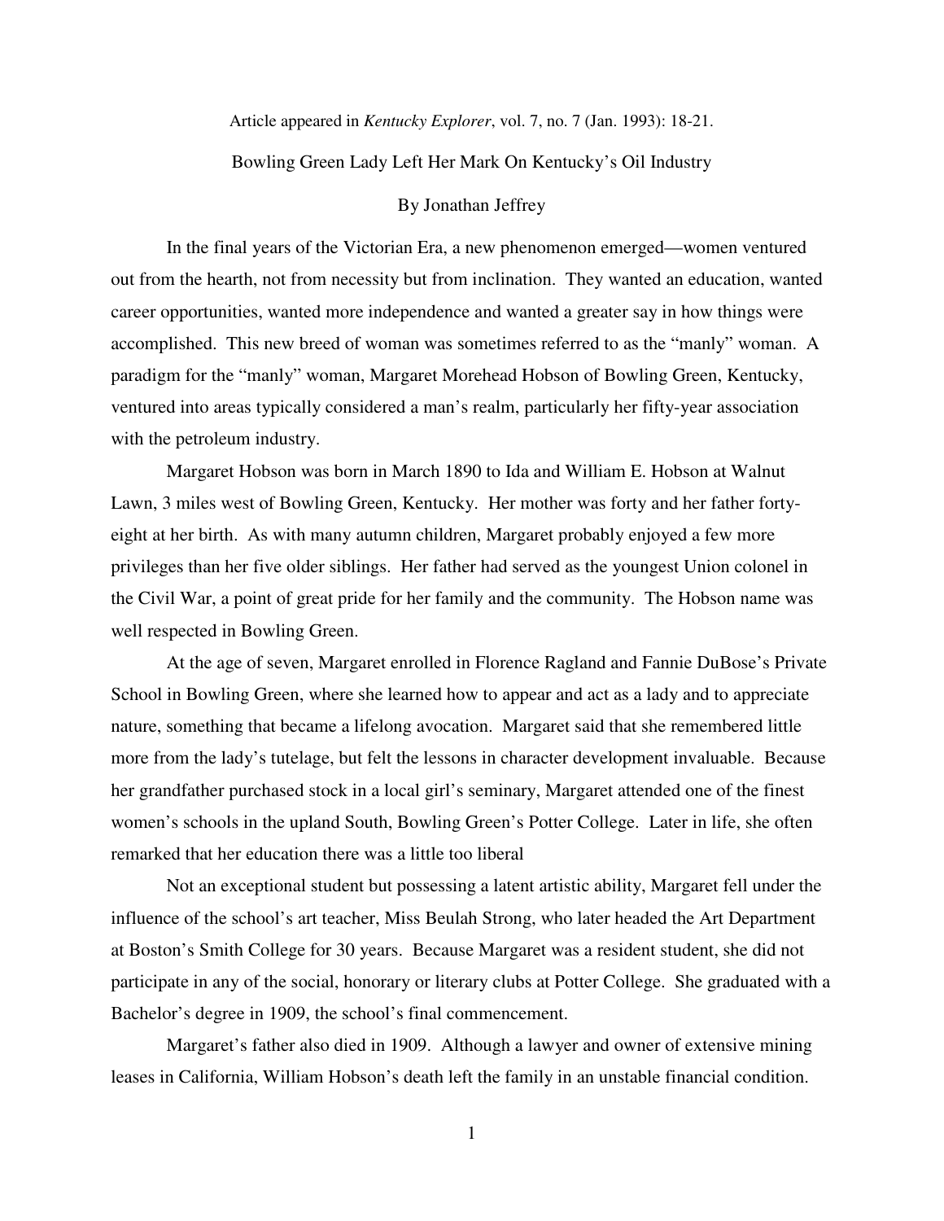Article appeared in *Kentucky Explorer*, vol. 7, no. 7 (Jan. 1993): 18-21.

Bowling Green Lady Left Her Mark On Kentucky's Oil Industry

By Jonathan Jeffrey

In the final years of the Victorian Era, a new phenomenon emerged—women ventured out from the hearth, not from necessity but from inclination. They wanted an education, wanted career opportunities, wanted more independence and wanted a greater say in how things were accomplished. This new breed of woman was sometimes referred to as the "manly" woman. A paradigm for the "manly" woman, Margaret Morehead Hobson of Bowling Green, Kentucky, ventured into areas typically considered a man's realm, particularly her fifty-year association with the petroleum industry.

Margaret Hobson was born in March 1890 to Ida and William E. Hobson at Walnut Lawn, 3 miles west of Bowling Green, Kentucky. Her mother was forty and her father forty-eight at her birth. As with many autumn children, Margaret probably enjoyed a few more privileges than her five older siblings. Her father had served as the youngest Union colonel in the Civil War, a point of great pride for her family and the community. The Hobson name was well respected in Bowling Green.

At the age of seven, Margaret enrolled in Florence Ragland and Fannie DuBose's Private School in Bowling Green, where she learned how to appear and act as a lady and to appreciate nature, something that became a lifelong avocation. Margaret said that she remembered little more from the lady's tutelage, but felt the lessons in character development invaluable. Because her grandfather purchased stock in a local girl's seminary, Margaret attended one of the finest women's schools in the upland South, Bowling Green's Potter College. Later in life, she often remarked that her education there was a little too liberal

Not an exceptional student but possessing a latent artistic ability, Margaret fell under the influence of the school's art teacher, Miss Beulah Strong, who later headed the Art Department at Boston's Smith College for 30 years. Because Margaret was a resident student, she did not participate in any of the social, honorary or literary clubs at Potter College. She graduated with a Bachelor's degree in 1909, the school's final commencement.

Margaret's father also died in 1909. Although a lawyer and owner of extensive mining leases in California, William Hobson's death left the family in an unstable financial condition.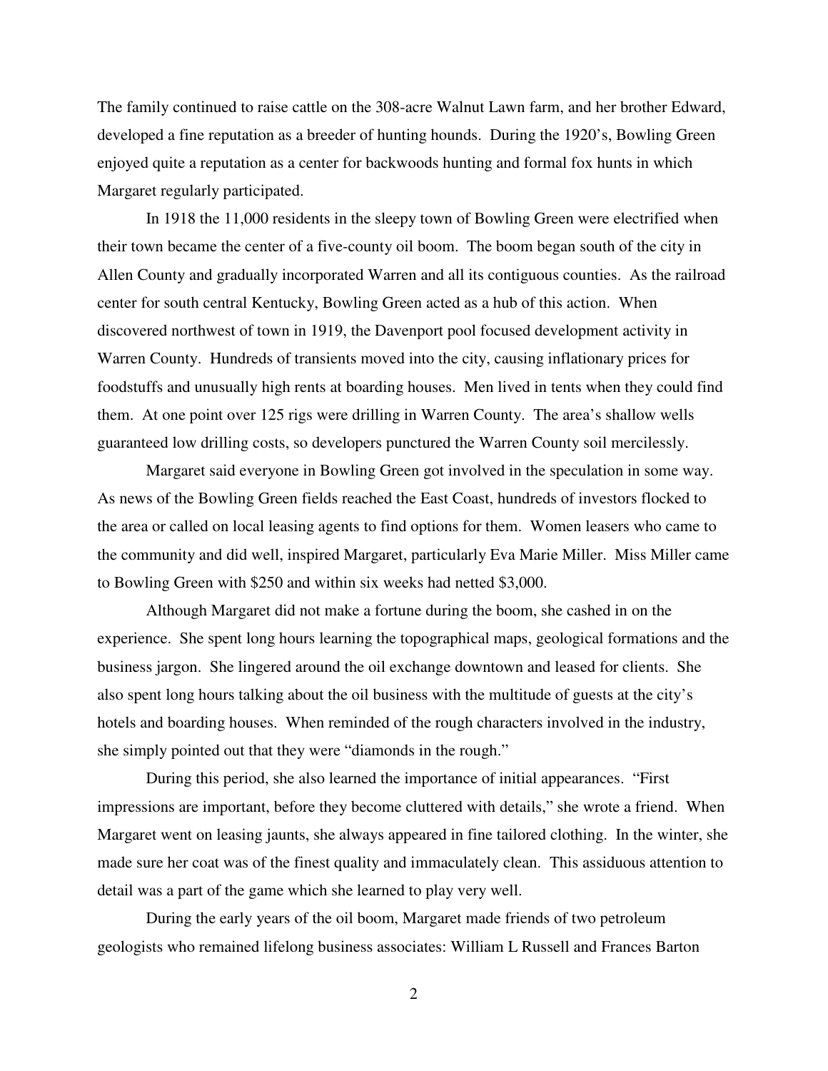The family continued to raise cattle on the 308-acre Walnut Lawn farm, and her brother Edward, developed a fine reputation as a breeder of hunting hounds. During the 1920's, Bowling Green enjoyed quite a reputation as a center for backwoods hunting and formal fox hunts in which Margaret regularly participated.

In 1918 the 11,000 residents in the sleepy town of Bowling Green were electrified when their town became the center of a five-county oil boom. The boom began south of the city in Allen County and gradually incorporated Warren and all its contiguous counties. As the railroad center for south central Kentucky, Bowling Green acted as a hub of this action. When discovered northwest of town in 1919, the Davenport pool focused development activity in Warren County. Hundreds of transients moved into the city, causing inflationary prices for foodstuffs and unusually high rents at boarding houses. Men lived in tents when they could find them. At one point over 125 rigs were drilling in Warren County. The area's shallow wells guaranteed low drilling costs, so developers punctured the Warren County soil mercilessly.

Margaret said everyone in Bowling Green got involved in the speculation in some way. As news of the Bowling Green fields reached the East Coast, hundreds of investors flocked to the area or called on local leasing agents to find options for them. Women leasers who came to the community and did well, inspired Margaret, particularly Eva Marie Miller. Miss Miller came to Bowling Green with $250 and within six weeks had netted $3,000.

Although Margaret did not make a fortune during the boom, she cashed in on the experience. She spent long hours learning the topographical maps, geological formations and the business jargon. She lingered around the oil exchange downtown and leased for clients. She also spent long hours talking about the oil business with the multitude of guests at the city's hotels and boarding houses. When reminded of the rough characters involved in the industry, she simply pointed out that they were "diamonds in the rough."

During this period, she also learned the importance of initial appearances. "First impressions are important, before they become cluttered with details," she wrote a friend. When Margaret went on leasing jaunts, she always appeared in fine tailored clothing. In the winter, she made sure her coat was of the finest quality and immaculately clean. This assiduous attention to detail was a part of the game which she learned to play very well.

During the early years of the oil boom, Margaret made friends of two petroleum geologists who remained lifelong business associates: William L Russell and Frances Barton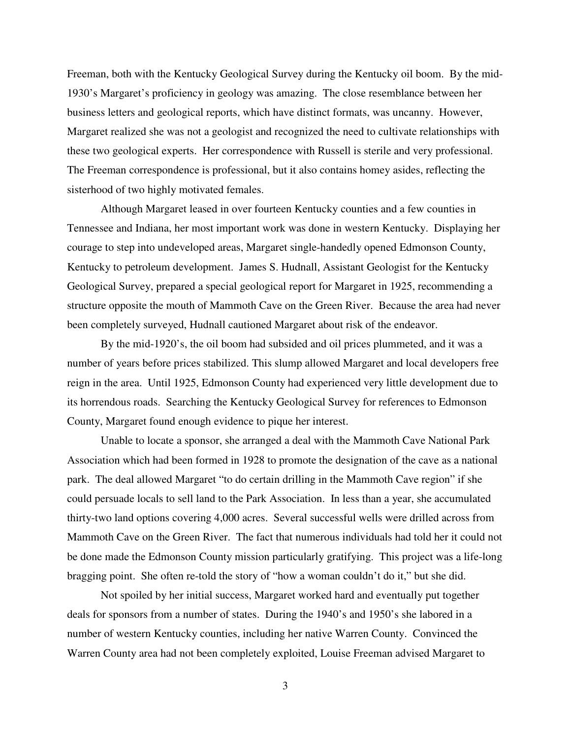Freeman, both with the Kentucky Geological Survey during the Kentucky oil boom. By the mid-1930's Margaret's proficiency in geology was amazing. The close resemblance between her business letters and geological reports, which have distinct formats, was uncanny. However, Margaret realized she was not a geologist and recognized the need to cultivate relationships with these two geological experts. Her correspondence with Russell is sterile and very professional. The Freeman correspondence is professional, but it also contains homey asides, reflecting the sisterhood of two highly motivated females.

Although Margaret leased in over fourteen Kentucky counties and a few counties in Tennessee and Indiana, her most important work was done in western Kentucky. Displaying her courage to step into undeveloped areas, Margaret single-handedly opened Edmonson County, Kentucky to petroleum development. James S. Hudnall, Assistant Geologist for the Kentucky Geological Survey, prepared a special geological report for Margaret in 1925, recommending a structure opposite the mouth of Mammoth Cave on the Green River. Because the area had never been completely surveyed, Hudnall cautioned Margaret about risk of the endeavor.

By the mid-1920's, the oil boom had subsided and oil prices plummeted, and it was a number of years before prices stabilized. This slump allowed Margaret and local developers free reign in the area. Until 1925, Edmonson County had experienced very little development due to its horrendous roads. Searching the Kentucky Geological Survey for references to Edmonson County, Margaret found enough evidence to pique her interest.

Unable to locate a sponsor, she arranged a deal with the Mammoth Cave National Park Association which had been formed in 1928 to promote the designation of the cave as a national park. The deal allowed Margaret "to do certain drilling in the Mammoth Cave region" if she could persuade locals to sell land to the Park Association. In less than a year, she accumulated thirty-two land options covering 4,000 acres. Several successful wells were drilled across from Mammoth Cave on the Green River. The fact that numerous individuals had told her it could not be done made the Edmonson County mission particularly gratifying. This project was a life-long bragging point. She often re-told the story of "how a woman couldn't do it," but she did.

Not spoiled by her initial success, Margaret worked hard and eventually put together deals for sponsors from a number of states. During the 1940's and 1950's she labored in a number of western Kentucky counties, including her native Warren County. Convinced the Warren County area had not been completely exploited, Louise Freeman advised Margaret to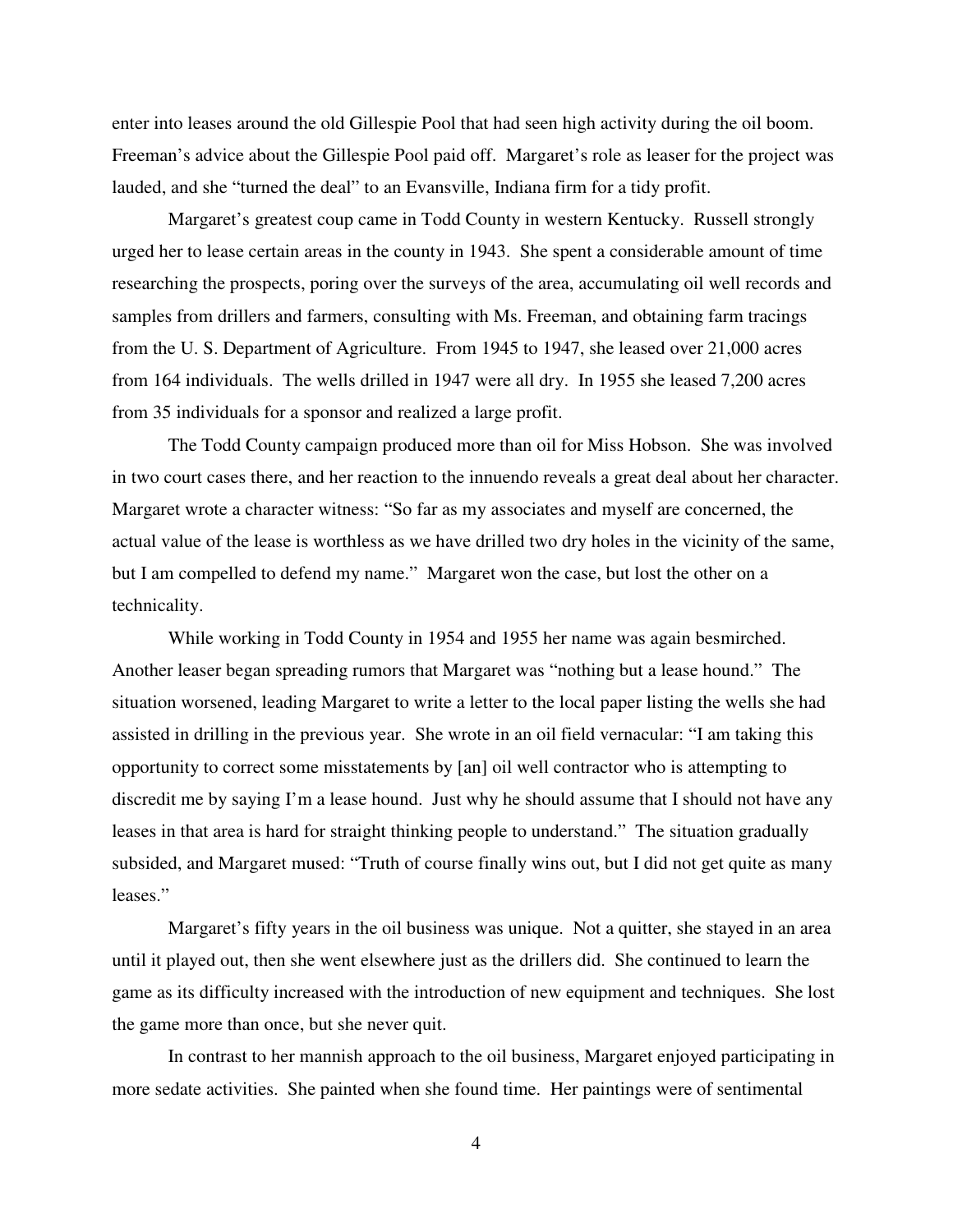enter into leases around the old Gillespie Pool that had seen high activity during the oil boom. Freeman's advice about the Gillespie Pool paid off. Margaret's role as leaser for the project was lauded, and she "turned the deal" to an Evansville, Indiana firm for a tidy profit.

Margaret's greatest coup came in Todd County in western Kentucky. Russell strongly urged her to lease certain areas in the county in 1943. She spent a considerable amount of time researching the prospects, poring over the surveys of the area, accumulating oil well records and samples from drillers and farmers, consulting with Ms. Freeman, and obtaining farm tracings from the U. S. Department of Agriculture. From 1945 to 1947, she leased over 21,000 acres from 164 individuals. The wells drilled in 1947 were all dry. In 1955 she leased 7,200 acres from 35 individuals for a sponsor and realized a large profit.

The Todd County campaign produced more than oil for Miss Hobson. She was involved in two court cases there, and her reaction to the innuendo reveals a great deal about her character. Margaret wrote a character witness: "So far as my associates and myself are concerned, the actual value of the lease is worthless as we have drilled two dry holes in the vicinity of the same, but I am compelled to defend my name." Margaret won the case, but lost the other on a technicality.

While working in Todd County in 1954 and 1955 her name was again besmirched. Another leaser began spreading rumors that Margaret was "nothing but a lease hound." The situation worsened, leading Margaret to write a letter to the local paper listing the wells she had assisted in drilling in the previous year. She wrote in an oil field vernacular: "I am taking this opportunity to correct some misstatements by [an] oil well contractor who is attempting to discredit me by saying I'm a lease hound. Just why he should assume that I should not have any leases in that area is hard for straight thinking people to understand." The situation gradually subsided, and Margaret mused: "Truth of course finally wins out, but I did not get quite as many leases."

Margaret's fifty years in the oil business was unique. Not a quitter, she stayed in an area until it played out, then she went elsewhere just as the drillers did. She continued to learn the game as its difficulty increased with the introduction of new equipment and techniques. She lost the game more than once, but she never quit.

In contrast to her mannish approach to the oil business, Margaret enjoyed participating in more sedate activities. She painted when she found time. Her paintings were of sentimental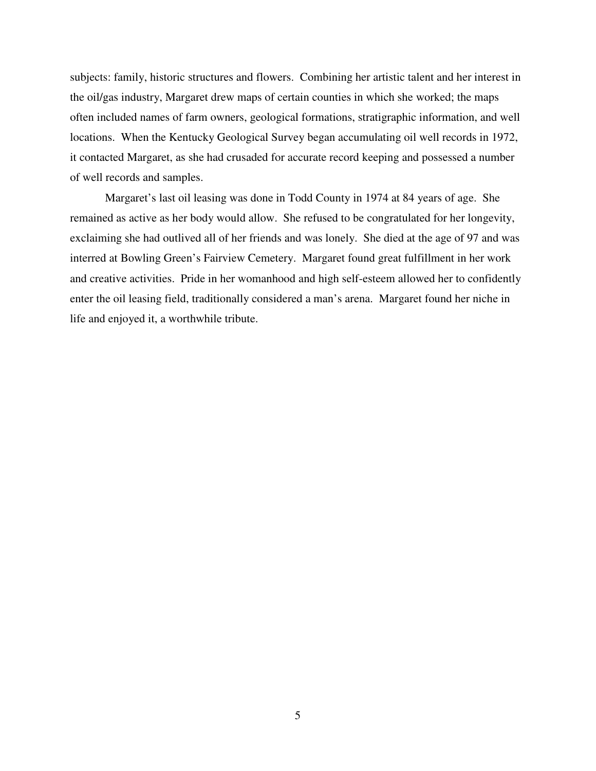subjects: family, historic structures and flowers. Combining her artistic talent and her interest in the oil/gas industry, Margaret drew maps of certain counties in which she worked; the maps often included names of farm owners, geological formations, stratigraphic information, and well locations. When the Kentucky Geological Survey began accumulating oil well records in 1972, it contacted Margaret, as she had crusaded for accurate record keeping and possessed a number of well records and samples.

Margaret's last oil leasing was done in Todd County in 1974 at 84 years of age. She remained as active as her body would allow. She refused to be congratulated for her longevity, exclaiming she had outlived all of her friends and was lonely. She died at the age of 97 and was interred at Bowling Green's Fairview Cemetery. Margaret found great fulfillment in her work and creative activities. Pride in her womanhood and high self-esteem allowed her to confidently enter the oil leasing field, traditionally considered a man's arena. Margaret found her niche in life and enjoyed it, a worthwhile tribute.